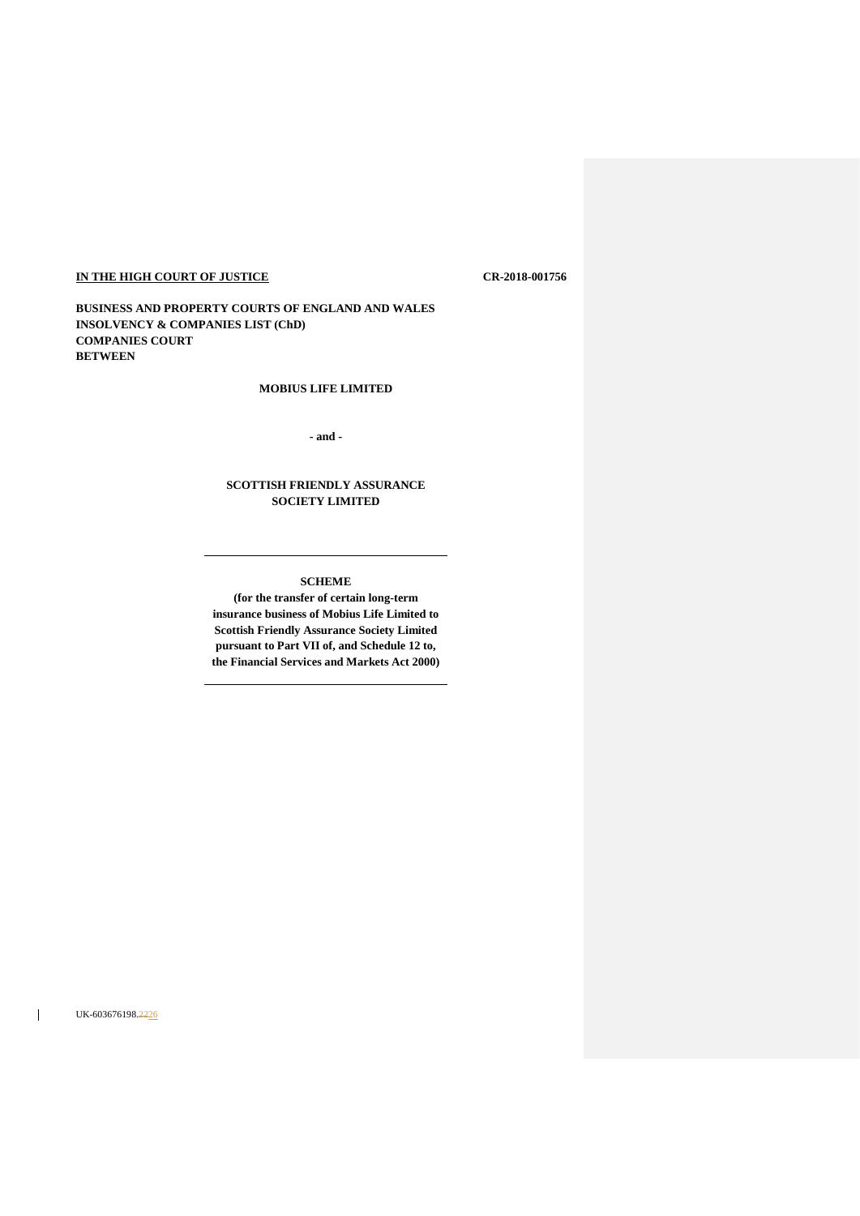**IN THE HIGH COURT OF JUSTICE** **CR-2018-001756**

**BUSINESS AND PROPERTY COURTS OF ENGLAND AND WALES**
**INSOLVENCY & COMPANIES LIST (ChD)**
**COMPANIES COURT**
**BETWEEN**

**MOBIUS LIFE LIMITED**

**- and -**

**SCOTTISH FRIENDLY ASSURANCE SOCIETY LIMITED**

---

**SCHEME**

**(for the transfer of certain long-term insurance business of Mobius Life Limited to Scottish Friendly Assurance Society Limited pursuant to Part VII of, and Schedule 12 to, the Financial Services and Markets Act 2000)**

---

UK-603676198.2226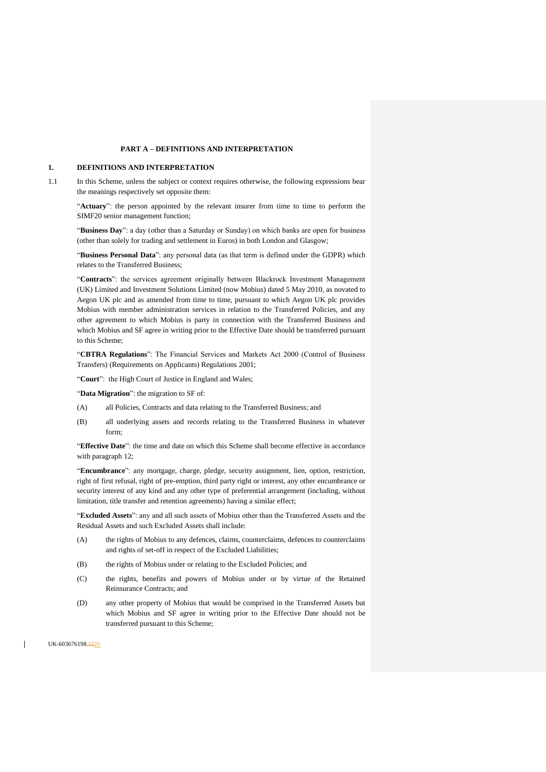## PART A – DEFINITIONS AND INTERPRETATION

### 1. DEFINITIONS AND INTERPRETATION

1.1 In this Scheme, unless the subject or context requires otherwise, the following expressions bear the meanings respectively set opposite them:

"**Actuary**": the person appointed by the relevant insurer from time to time to perform the SIMF20 senior management function;

"**Business Day**": a day (other than a Saturday or Sunday) on which banks are open for business (other than solely for trading and settlement in Euros) in both London and Glasgow;

"**Business Personal Data**": any personal data (as that term is defined under the GDPR) which relates to the Transferred Business;

"**Contracts**": the services agreement originally between Blackrock Investment Management (UK) Limited and Investment Solutions Limited (now Mobius) dated 5 May 2010, as novated to Aegon UK plc and as amended from time to time, pursuant to which Aegon UK plc provides Mobius with member administration services in relation to the Transferred Policies, and any other agreement to which Mobius is party in connection with the Transferred Business and which Mobius and SF agree in writing prior to the Effective Date should be transferred pursuant to this Scheme;

"**CBTRA Regulations**": The Financial Services and Markets Act 2000 (Control of Business Transfers) (Requirements on Applicants) Regulations 2001;

"**Court**": the High Court of Justice in England and Wales;

"**Data Migration**": the migration to SF of:

(A) all Policies, Contracts and data relating to the Transferred Business; and

(B) all underlying assets and records relating to the Transferred Business in whatever form;

"**Effective Date**": the time and date on which this Scheme shall become effective in accordance with paragraph 12;

"**Encumbrance**": any mortgage, charge, pledge, security assignment, lien, option, restriction, right of first refusal, right of pre-emption, third party right or interest, any other encumbrance or security interest of any kind and any other type of preferential arrangement (including, without limitation, title transfer and retention agreements) having a similar effect;

"**Excluded Assets**": any and all such assets of Mobius other than the Transferred Assets and the Residual Assets and such Excluded Assets shall include:

(A) the rights of Mobius to any defences, claims, counterclaims, defences to counterclaims and rights of set-off in respect of the Excluded Liabilities;

(B) the rights of Mobius under or relating to the Excluded Policies; and

(C) the rights, benefits and powers of Mobius under or by virtue of the Retained Reinsurance Contracts; and

(D) any other property of Mobius that would be comprised in the Transferred Assets but which Mobius and SF agree in writing prior to the Effective Date should not be transferred pursuant to this Scheme;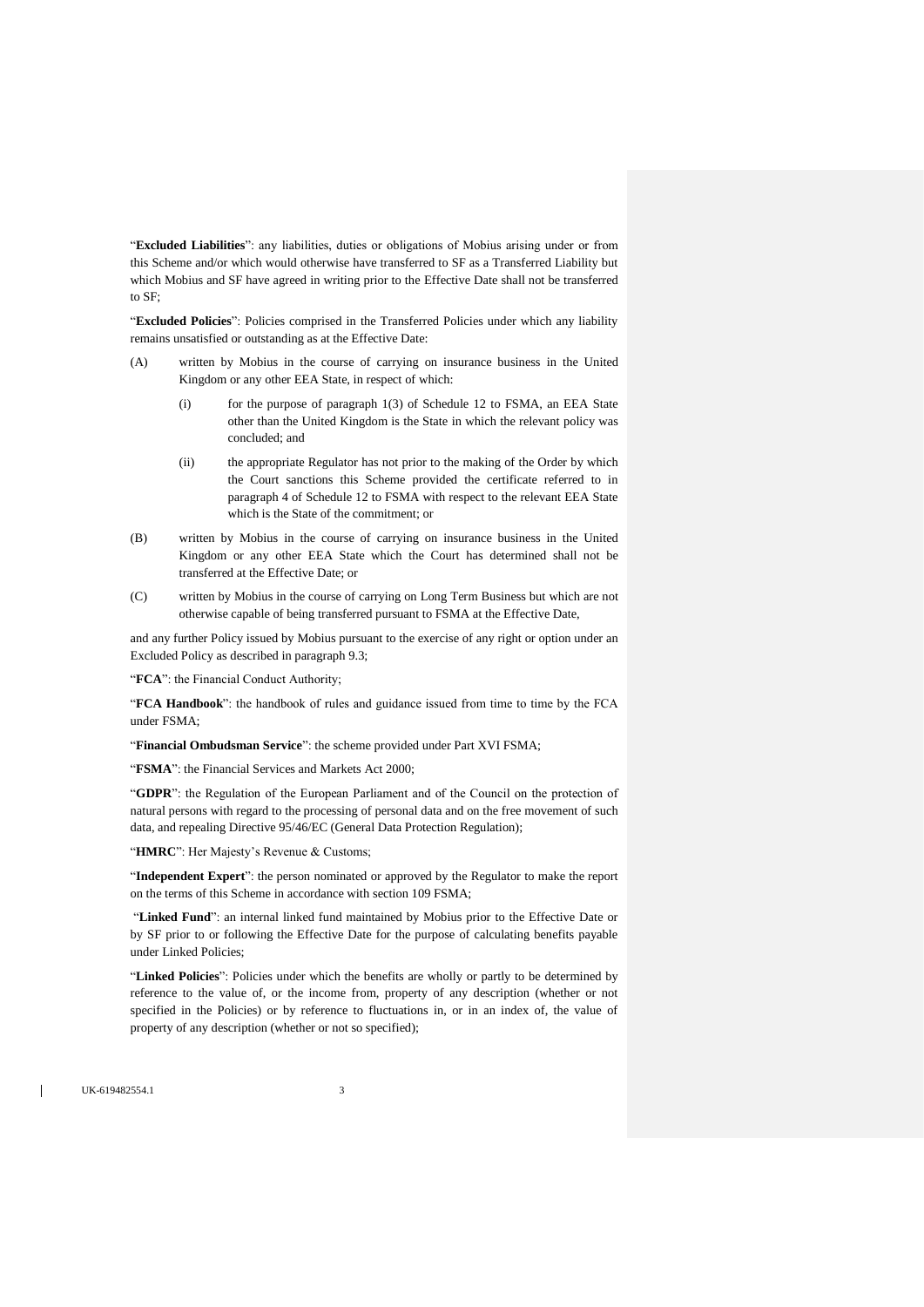"**Excluded Liabilities**": any liabilities, duties or obligations of Mobius arising under or from this Scheme and/or which would otherwise have transferred to SF as a Transferred Liability but which Mobius and SF have agreed in writing prior to the Effective Date shall not be transferred to SF;

"**Excluded Policies**": Policies comprised in the Transferred Policies under which any liability remains unsatisfied or outstanding as at the Effective Date:

(A) written by Mobius in the course of carrying on insurance business in the United Kingdom or any other EEA State, in respect of which:

   (i) for the purpose of paragraph 1(3) of Schedule 12 to FSMA, an EEA State other than the United Kingdom is the State in which the relevant policy was concluded; and

   (ii) the appropriate Regulator has not prior to the making of the Order by which the Court sanctions this Scheme provided the certificate referred to in paragraph 4 of Schedule 12 to FSMA with respect to the relevant EEA State which is the State of the commitment; or

(B) written by Mobius in the course of carrying on insurance business in the United Kingdom or any other EEA State which the Court has determined shall not be transferred at the Effective Date; or

(C) written by Mobius in the course of carrying on Long Term Business but which are not otherwise capable of being transferred pursuant to FSMA at the Effective Date,

and any further Policy issued by Mobius pursuant to the exercise of any right or option under an Excluded Policy as described in paragraph 9.3;

"**FCA**": the Financial Conduct Authority;

"**FCA Handbook**": the handbook of rules and guidance issued from time to time by the FCA under FSMA;

"**Financial Ombudsman Service**": the scheme provided under Part XVI FSMA;

"**FSMA**": the Financial Services and Markets Act 2000;

"**GDPR**": the Regulation of the European Parliament and of the Council on the protection of natural persons with regard to the processing of personal data and on the free movement of such data, and repealing Directive 95/46/EC (General Data Protection Regulation);

"**HMRC**": Her Majesty's Revenue & Customs;

"**Independent Expert**": the person nominated or approved by the Regulator to make the report on the terms of this Scheme in accordance with section 109 FSMA;

"**Linked Fund**": an internal linked fund maintained by Mobius prior to the Effective Date or by SF prior to or following the Effective Date for the purpose of calculating benefits payable under Linked Policies;

"**Linked Policies**": Policies under which the benefits are wholly or partly to be determined by reference to the value of, or the income from, property of any description (whether or not specified in the Policies) or by reference to fluctuations in, or in an index of, the value of property of any description (whether or not so specified);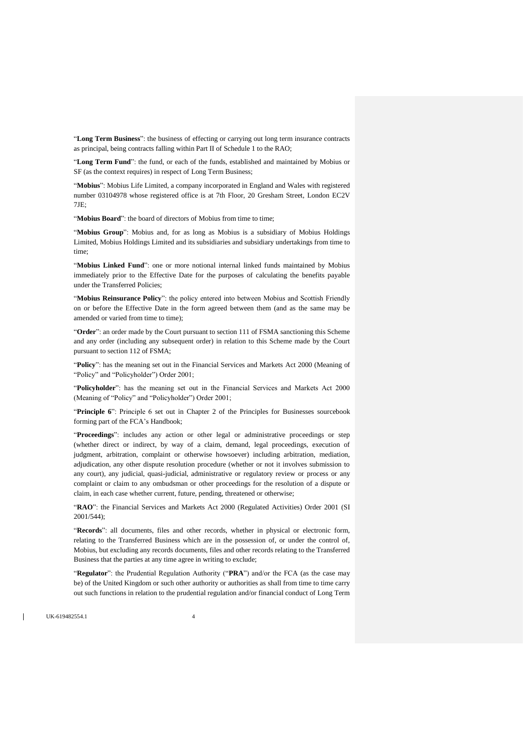"**Long Term Business**": the business of effecting or carrying out long term insurance contracts as principal, being contracts falling within Part II of Schedule 1 to the RAO;

"**Long Term Fund**": the fund, or each of the funds, established and maintained by Mobius or SF (as the context requires) in respect of Long Term Business;

"**Mobius**": Mobius Life Limited, a company incorporated in England and Wales with registered number 03104978 whose registered office is at 7th Floor, 20 Gresham Street, London EC2V 7JE;

"**Mobius Board**": the board of directors of Mobius from time to time;

"**Mobius Group**": Mobius and, for as long as Mobius is a subsidiary of Mobius Holdings Limited, Mobius Holdings Limited and its subsidiaries and subsidiary undertakings from time to time;

"**Mobius Linked Fund**": one or more notional internal linked funds maintained by Mobius immediately prior to the Effective Date for the purposes of calculating the benefits payable under the Transferred Policies;

"**Mobius Reinsurance Policy**": the policy entered into between Mobius and Scottish Friendly on or before the Effective Date in the form agreed between them (and as the same may be amended or varied from time to time);

"**Order**": an order made by the Court pursuant to section 111 of FSMA sanctioning this Scheme and any order (including any subsequent order) in relation to this Scheme made by the Court pursuant to section 112 of FSMA;

"**Policy**": has the meaning set out in the Financial Services and Markets Act 2000 (Meaning of "Policy" and "Policyholder") Order 2001;

"**Policyholder**": has the meaning set out in the Financial Services and Markets Act 2000 (Meaning of "Policy" and "Policyholder") Order 2001;

"**Principle 6**": Principle 6 set out in Chapter 2 of the Principles for Businesses sourcebook forming part of the FCA's Handbook;

"**Proceedings**": includes any action or other legal or administrative proceedings or step (whether direct or indirect, by way of a claim, demand, legal proceedings, execution of judgment, arbitration, complaint or otherwise howsoever) including arbitration, mediation, adjudication, any other dispute resolution procedure (whether or not it involves submission to any court), any judicial, quasi-judicial, administrative or regulatory review or process or any complaint or claim to any ombudsman or other proceedings for the resolution of a dispute or claim, in each case whether current, future, pending, threatened or otherwise;

"**RAO**": the Financial Services and Markets Act 2000 (Regulated Activities) Order 2001 (SI 2001/544);

"**Records**": all documents, files and other records, whether in physical or electronic form, relating to the Transferred Business which are in the possession of, or under the control of, Mobius, but excluding any records documents, files and other records relating to the Transferred Business that the parties at any time agree in writing to exclude;

"**Regulator**": the Prudential Regulation Authority ("**PRA**") and/or the FCA (as the case may be) of the United Kingdom or such other authority or authorities as shall from time to time carry out such functions in relation to the prudential regulation and/or financial conduct of Long Term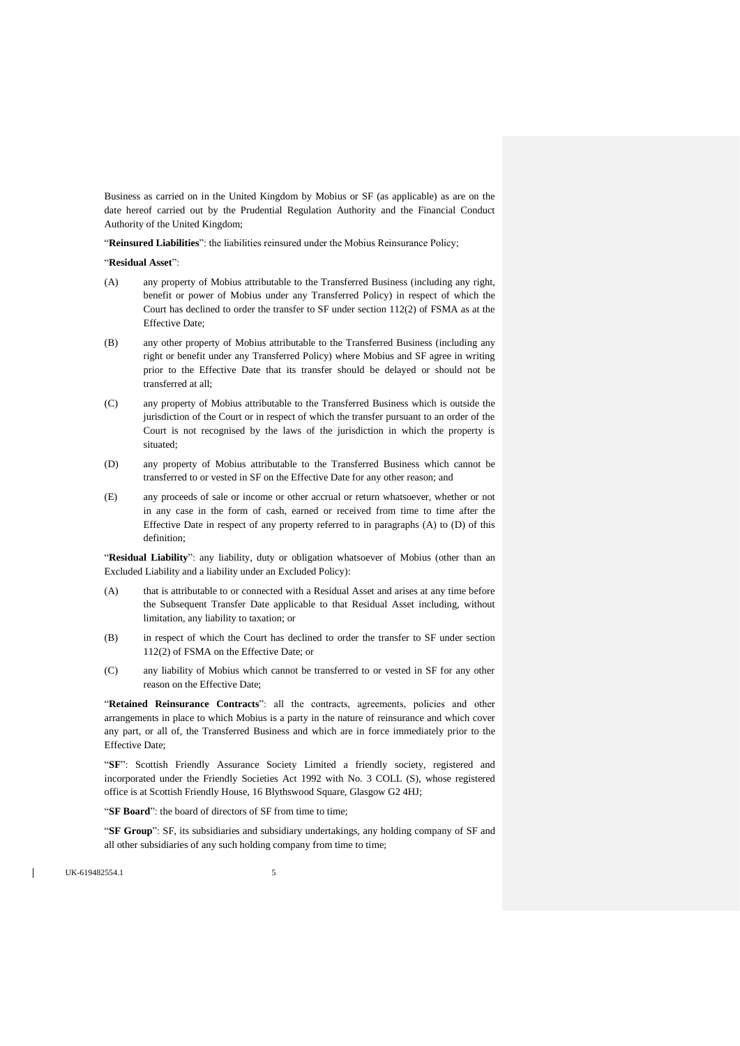Business as carried on in the United Kingdom by Mobius or SF (as applicable) as are on the date hereof carried out by the Prudential Regulation Authority and the Financial Conduct Authority of the United Kingdom;

"**Reinsured Liabilities**": the liabilities reinsured under the Mobius Reinsurance Policy;

"**Residual Asset**":

(A) any property of Mobius attributable to the Transferred Business (including any right, benefit or power of Mobius under any Transferred Policy) in respect of which the Court has declined to order the transfer to SF under section 112(2) of FSMA as at the Effective Date;

(B) any other property of Mobius attributable to the Transferred Business (including any right or benefit under any Transferred Policy) where Mobius and SF agree in writing prior to the Effective Date that its transfer should be delayed or should not be transferred at all;

(C) any property of Mobius attributable to the Transferred Business which is outside the jurisdiction of the Court or in respect of which the transfer pursuant to an order of the Court is not recognised by the laws of the jurisdiction in which the property is situated;

(D) any property of Mobius attributable to the Transferred Business which cannot be transferred to or vested in SF on the Effective Date for any other reason; and

(E) any proceeds of sale or income or other accrual or return whatsoever, whether or not in any case in the form of cash, earned or received from time to time after the Effective Date in respect of any property referred to in paragraphs (A) to (D) of this definition;

"**Residual Liability**": any liability, duty or obligation whatsoever of Mobius (other than an Excluded Liability and a liability under an Excluded Policy):

(A) that is attributable to or connected with a Residual Asset and arises at any time before the Subsequent Transfer Date applicable to that Residual Asset including, without limitation, any liability to taxation; or

(B) in respect of which the Court has declined to order the transfer to SF under section 112(2) of FSMA on the Effective Date; or

(C) any liability of Mobius which cannot be transferred to or vested in SF for any other reason on the Effective Date;

"**Retained Reinsurance Contracts**": all the contracts, agreements, policies and other arrangements in place to which Mobius is a party in the nature of reinsurance and which cover any part, or all of, the Transferred Business and which are in force immediately prior to the Effective Date;

"**SF**": Scottish Friendly Assurance Society Limited a friendly society, registered and incorporated under the Friendly Societies Act 1992 with No. 3 COLL (S), whose registered office is at Scottish Friendly House, 16 Blythswood Square, Glasgow G2 4HJ;

"**SF Board**": the board of directors of SF from time to time;

"**SF Group**": SF, its subsidiaries and subsidiary undertakings, any holding company of SF and all other subsidiaries of any such holding company from time to time;

UK-619482554.1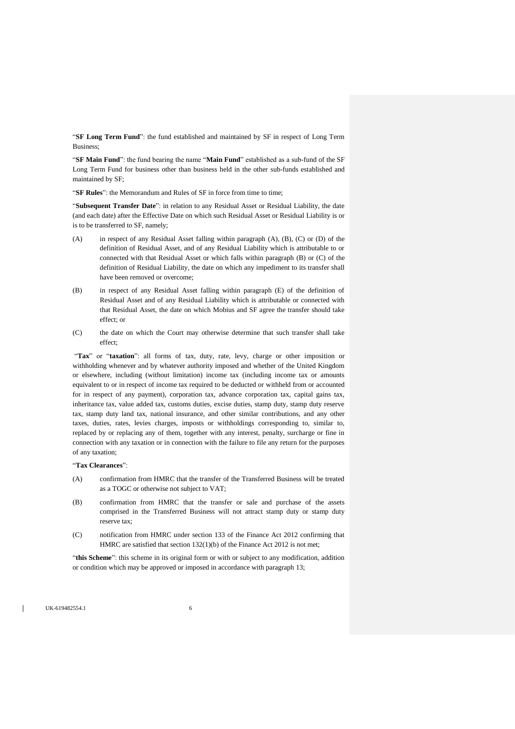"**SF Long Term Fund**": the fund established and maintained by SF in respect of Long Term Business;

"**SF Main Fund**": the fund bearing the name "**Main Fund**" established as a sub-fund of the SF Long Term Fund for business other than business held in the other sub-funds established and maintained by SF;

"**SF Rules**": the Memorandum and Rules of SF in force from time to time;

"**Subsequent Transfer Date**": in relation to any Residual Asset or Residual Liability, the date (and each date) after the Effective Date on which such Residual Asset or Residual Liability is or is to be transferred to SF, namely;

(A) in respect of any Residual Asset falling within paragraph (A), (B), (C) or (D) of the definition of Residual Asset, and of any Residual Liability which is attributable to or connected with that Residual Asset or which falls within paragraph (B) or (C) of the definition of Residual Liability, the date on which any impediment to its transfer shall have been removed or overcome;

(B) in respect of any Residual Asset falling within paragraph (E) of the definition of Residual Asset and of any Residual Liability which is attributable or connected with that Residual Asset, the date on which Mobius and SF agree the transfer should take effect; or

(C) the date on which the Court may otherwise determine that such transfer shall take effect;

"**Tax**" or "**taxation**": all forms of tax, duty, rate, levy, charge or other imposition or withholding whenever and by whatever authority imposed and whether of the United Kingdom or elsewhere, including (without limitation) income tax (including income tax or amounts equivalent to or in respect of income tax required to be deducted or withheld from or accounted for in respect of any payment), corporation tax, advance corporation tax, capital gains tax, inheritance tax, value added tax, customs duties, excise duties, stamp duty, stamp duty reserve tax, stamp duty land tax, national insurance, and other similar contributions, and any other taxes, duties, rates, levies charges, imposts or withholdings corresponding to, similar to, replaced by or replacing any of them, together with any interest, penalty, surcharge or fine in connection with any taxation or in connection with the failure to file any return for the purposes of any taxation;

"**Tax Clearances**":

(A) confirmation from HMRC that the transfer of the Transferred Business will be treated as a TOGC or otherwise not subject to VAT;

(B) confirmation from HMRC that the transfer or sale and purchase of the assets comprised in the Transferred Business will not attract stamp duty or stamp duty reserve tax;

(C) notification from HMRC under section 133 of the Finance Act 2012 confirming that HMRC are satisfied that section 132(1)(b) of the Finance Act 2012 is not met;

"**this Scheme**": this scheme in its original form or with or subject to any modification, addition or condition which may be approved or imposed in accordance with paragraph 13;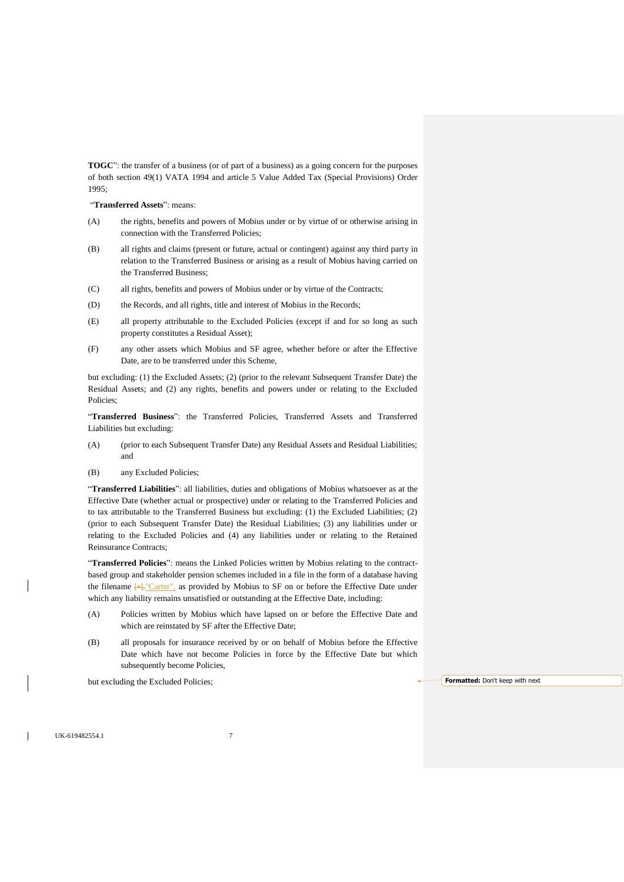**TOGC**": the transfer of a business (or of part of a business) as a going concern for the purposes of both section 49(1) VATA 1994 and article 5 Value Added Tax (Special Provisions) Order 1995;

"**Transferred Assets**": means:

(A) the rights, benefits and powers of Mobius under or by virtue of or otherwise arising in connection with the Transferred Policies;

(B) all rights and claims (present or future, actual or contingent) against any third party in relation to the Transferred Business or arising as a result of Mobius having carried on the Transferred Business;

(C) all rights, benefits and powers of Mobius under or by virtue of the Contracts;

(D) the Records, and all rights, title and interest of Mobius in the Records;

(E) all property attributable to the Excluded Policies (except if and for so long as such property constitutes a Residual Asset);

(F) any other assets which Mobius and SF agree, whether before or after the Effective Date, are to be transferred under this Scheme,

but excluding: (1) the Excluded Assets; (2) (prior to the relevant Subsequent Transfer Date) the Residual Assets; and (2) any rights, benefits and powers under or relating to the Excluded Policies;

"**Transferred Business**": the Transferred Policies, Transferred Assets and Transferred Liabilities but excluding:

(A) (prior to each Subsequent Transfer Date) any Residual Assets and Residual Liabilities; and

(B) any Excluded Policies;

"**Transferred Liabilities**": all liabilities, duties and obligations of Mobius whatsoever as at the Effective Date (whether actual or prospective) under or relating to the Transferred Policies and to tax attributable to the Transferred Business but excluding: (1) the Excluded Liabilities; (2) (prior to each Subsequent Transfer Date) the Residual Liabilities; (3) any liabilities under or relating to the Excluded Policies and (4) any liabilities under or relating to the Retained Reinsurance Contracts;

"**Transferred Policies**": means the Linked Policies written by Mobius relating to the contract-based group and stakeholder pension schemes included in a file in the form of a database having the filename [•], "Carter", as provided by Mobius to SF on or before the Effective Date under which any liability remains unsatisfied or outstanding at the Effective Date, including:

(A) Policies written by Mobius which have lapsed on or before the Effective Date and which are reinstated by SF after the Effective Date;

(B) all proposals for insurance received by or on behalf of Mobius before the Effective Date which have not become Policies in force by the Effective Date but which subsequently become Policies,

but excluding the Excluded Policies;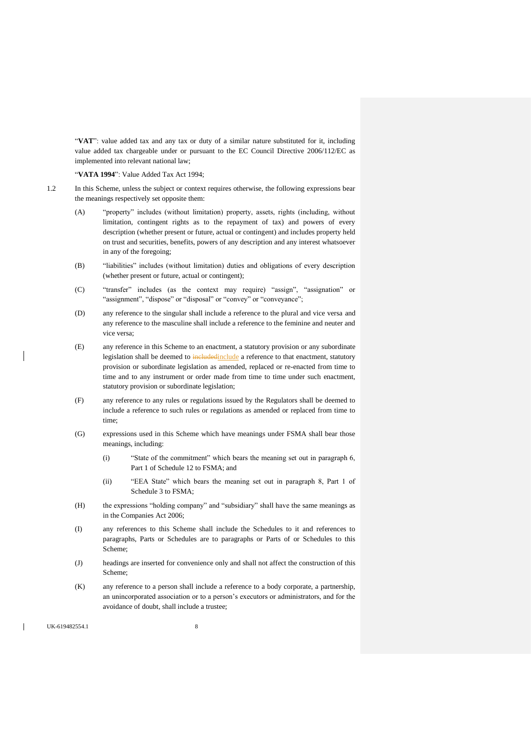"**VAT**": value added tax and any tax or duty of a similar nature substituted for it, including value added tax chargeable under or pursuant to the EC Council Directive 2006/112/EC as implemented into relevant national law;

"**VATA 1994**": Value Added Tax Act 1994;

1.2 In this Scheme, unless the subject or context requires otherwise, the following expressions bear the meanings respectively set opposite them:

(A) "property" includes (without limitation) property, assets, rights (including, without limitation, contingent rights as to the repayment of tax) and powers of every description (whether present or future, actual or contingent) and includes property held on trust and securities, benefits, powers of any description and any interest whatsoever in any of the foregoing;

(B) "liabilities" includes (without limitation) duties and obligations of every description (whether present or future, actual or contingent);

(C) "transfer" includes (as the context may require) "assign", "assignation" or "assignment", "dispose" or "disposal" or "convey" or "conveyance";

(D) any reference to the singular shall include a reference to the plural and vice versa and any reference to the masculine shall include a reference to the feminine and neuter and vice versa;

(E) any reference in this Scheme to an enactment, a statutory provision or any subordinate legislation shall be deemed to ~~included~~include a reference to that enactment, statutory provision or subordinate legislation as amended, replaced or re-enacted from time to time and to any instrument or order made from time to time under such enactment, statutory provision or subordinate legislation;

(F) any reference to any rules or regulations issued by the Regulators shall be deemed to include a reference to such rules or regulations as amended or replaced from time to time;

(G) expressions used in this Scheme which have meanings under FSMA shall bear those meanings, including:

(i) "State of the commitment" which bears the meaning set out in paragraph 6, Part 1 of Schedule 12 to FSMA; and

(ii) "EEA State" which bears the meaning set out in paragraph 8, Part 1 of Schedule 3 to FSMA;

(H) the expressions "holding company" and "subsidiary" shall have the same meanings as in the Companies Act 2006;

(I) any references to this Scheme shall include the Schedules to it and references to paragraphs, Parts or Schedules are to paragraphs or Parts of or Schedules to this Scheme;

(J) headings are inserted for convenience only and shall not affect the construction of this Scheme;

(K) any reference to a person shall include a reference to a body corporate, a partnership, an unincorporated association or to a person's executors or administrators, and for the avoidance of doubt, shall include a trustee;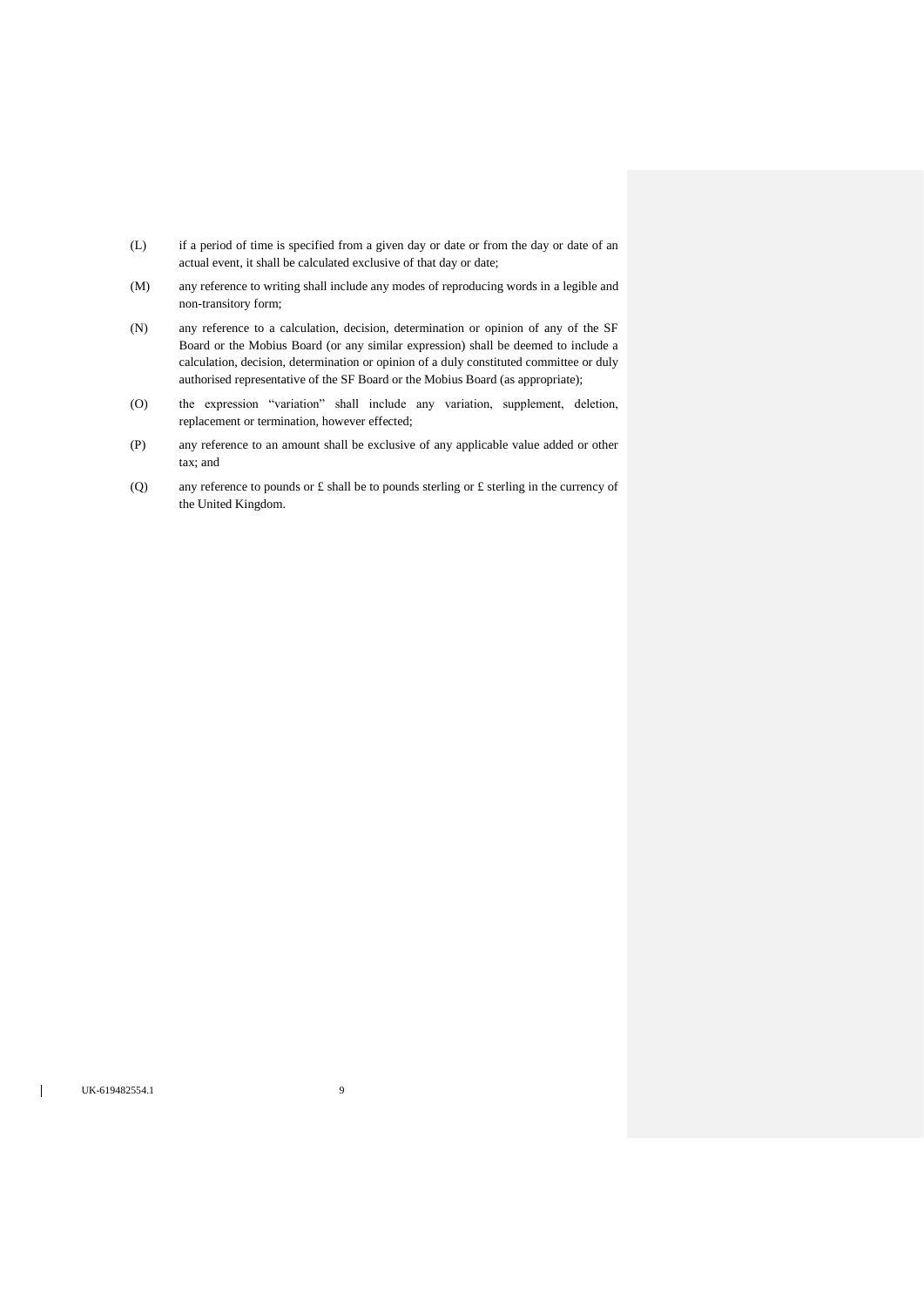(L) if a period of time is specified from a given day or date or from the day or date of an actual event, it shall be calculated exclusive of that day or date;

(M) any reference to writing shall include any modes of reproducing words in a legible and non-transitory form;

(N) any reference to a calculation, decision, determination or opinion of any of the SF Board or the Mobius Board (or any similar expression) shall be deemed to include a calculation, decision, determination or opinion of a duly constituted committee or duly authorised representative of the SF Board or the Mobius Board (as appropriate);

(O) the expression "variation" shall include any variation, supplement, deletion, replacement or termination, however effected;

(P) any reference to an amount shall be exclusive of any applicable value added or other tax; and

(Q) any reference to pounds or £ shall be to pounds sterling or £ sterling in the currency of the United Kingdom.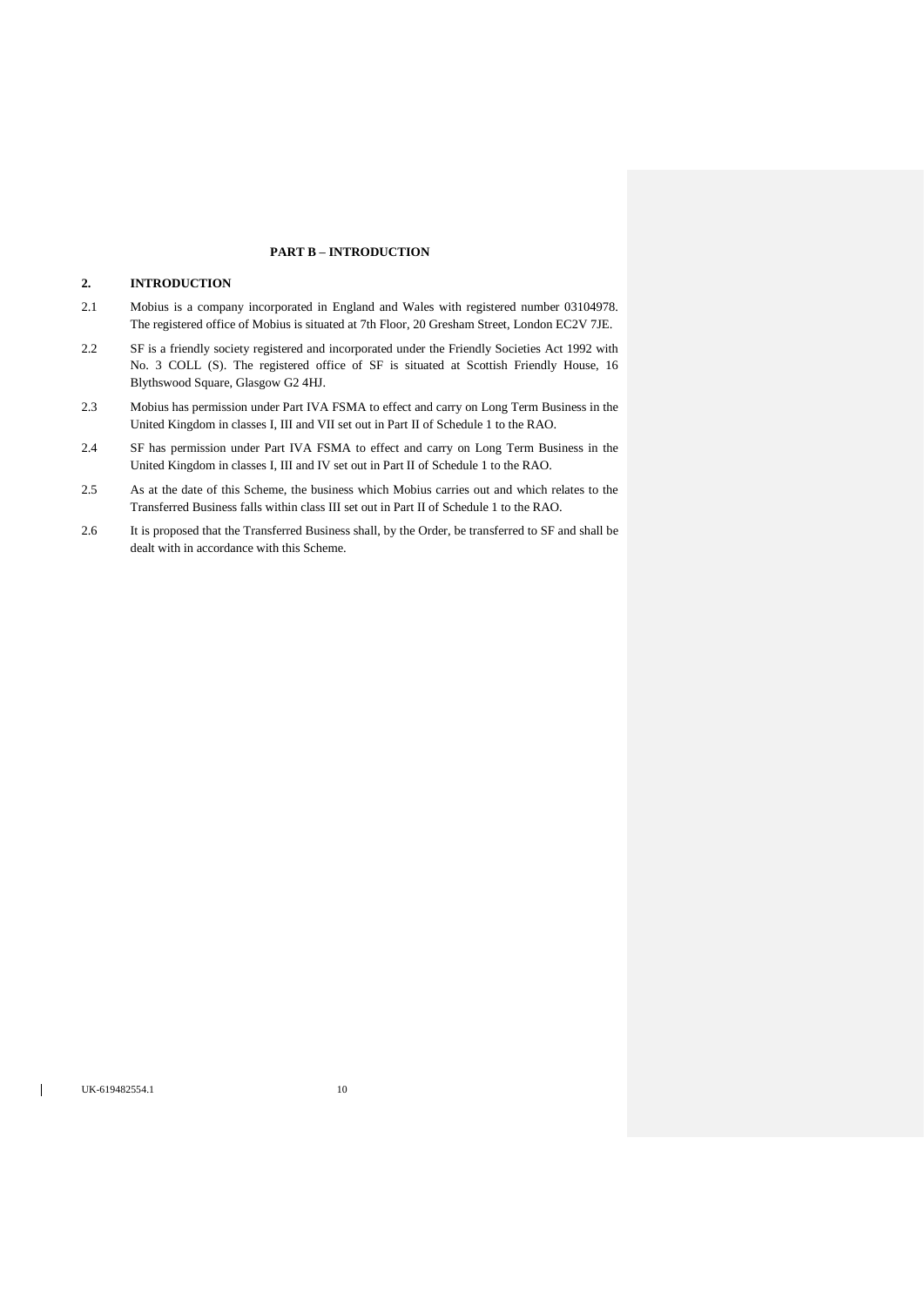## PART B – INTRODUCTION

### 2. INTRODUCTION

2.1 Mobius is a company incorporated in England and Wales with registered number 03104978. The registered office of Mobius is situated at 7th Floor, 20 Gresham Street, London EC2V 7JE.

2.2 SF is a friendly society registered and incorporated under the Friendly Societies Act 1992 with No. 3 COLL (S). The registered office of SF is situated at Scottish Friendly House, 16 Blythswood Square, Glasgow G2 4HJ.

2.3 Mobius has permission under Part IVA FSMA to effect and carry on Long Term Business in the United Kingdom in classes I, III and VII set out in Part II of Schedule 1 to the RAO.

2.4 SF has permission under Part IVA FSMA to effect and carry on Long Term Business in the United Kingdom in classes I, III and IV set out in Part II of Schedule 1 to the RAO.

2.5 As at the date of this Scheme, the business which Mobius carries out and which relates to the Transferred Business falls within class III set out in Part II of Schedule 1 to the RAO.

2.6 It is proposed that the Transferred Business shall, by the Order, be transferred to SF and shall be dealt with in accordance with this Scheme.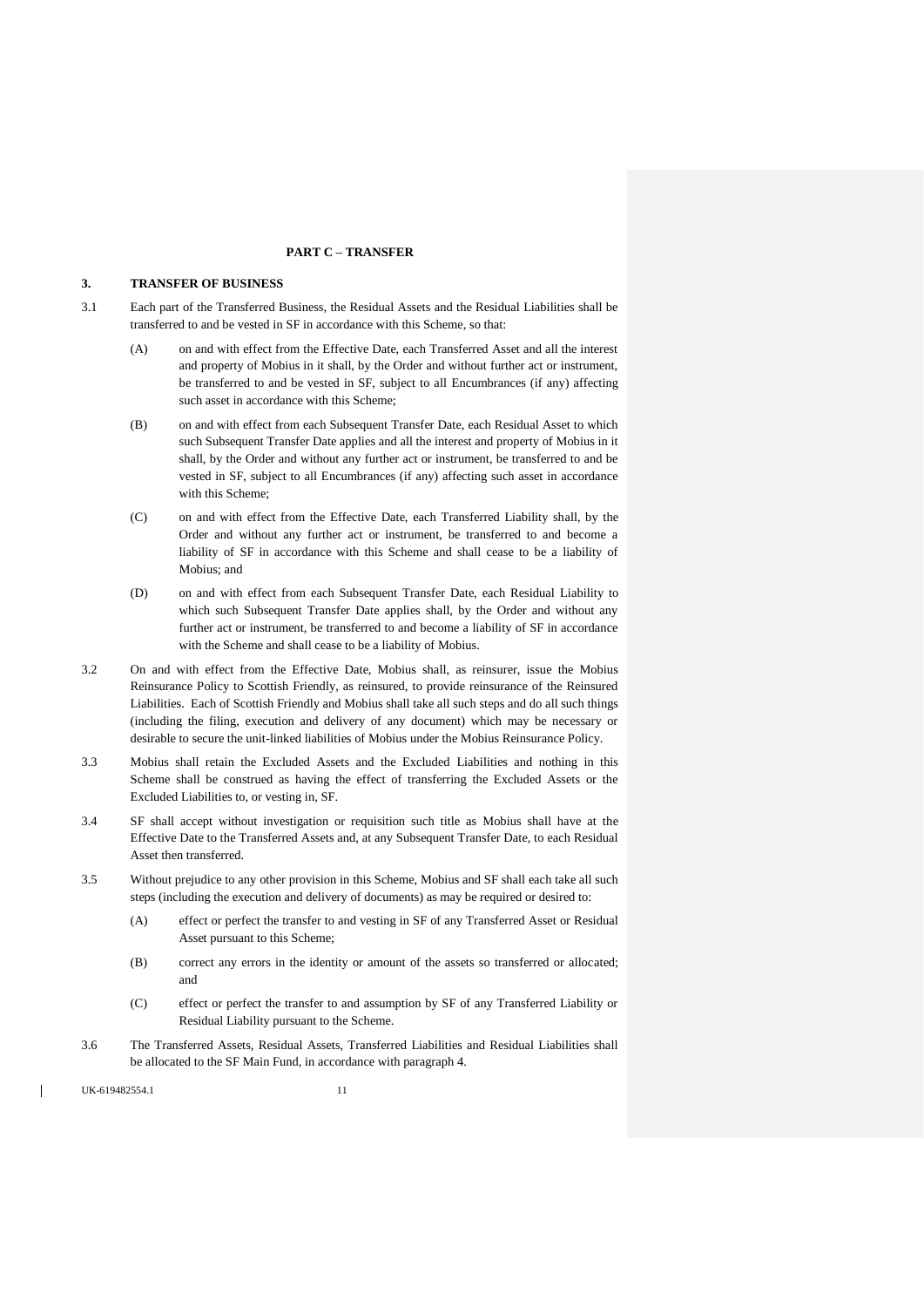## PART C – TRANSFER

### 3. TRANSFER OF BUSINESS

3.1 Each part of the Transferred Business, the Residual Assets and the Residual Liabilities shall be transferred to and be vested in SF in accordance with this Scheme, so that:

(A) on and with effect from the Effective Date, each Transferred Asset and all the interest and property of Mobius in it shall, by the Order and without further act or instrument, be transferred to and be vested in SF, subject to all Encumbrances (if any) affecting such asset in accordance with this Scheme;

(B) on and with effect from each Subsequent Transfer Date, each Residual Asset to which such Subsequent Transfer Date applies and all the interest and property of Mobius in it shall, by the Order and without any further act or instrument, be transferred to and be vested in SF, subject to all Encumbrances (if any) affecting such asset in accordance with this Scheme;

(C) on and with effect from the Effective Date, each Transferred Liability shall, by the Order and without any further act or instrument, be transferred to and become a liability of SF in accordance with this Scheme and shall cease to be a liability of Mobius; and

(D) on and with effect from each Subsequent Transfer Date, each Residual Liability to which such Subsequent Transfer Date applies shall, by the Order and without any further act or instrument, be transferred to and become a liability of SF in accordance with the Scheme and shall cease to be a liability of Mobius.

3.2 On and with effect from the Effective Date, Mobius shall, as reinsurer, issue the Mobius Reinsurance Policy to Scottish Friendly, as reinsured, to provide reinsurance of the Reinsured Liabilities. Each of Scottish Friendly and Mobius shall take all such steps and do all such things (including the filing, execution and delivery of any document) which may be necessary or desirable to secure the unit-linked liabilities of Mobius under the Mobius Reinsurance Policy.

3.3 Mobius shall retain the Excluded Assets and the Excluded Liabilities and nothing in this Scheme shall be construed as having the effect of transferring the Excluded Assets or the Excluded Liabilities to, or vesting in, SF.

3.4 SF shall accept without investigation or requisition such title as Mobius shall have at the Effective Date to the Transferred Assets and, at any Subsequent Transfer Date, to each Residual Asset then transferred.

3.5 Without prejudice to any other provision in this Scheme, Mobius and SF shall each take all such steps (including the execution and delivery of documents) as may be required or desired to:

(A) effect or perfect the transfer to and vesting in SF of any Transferred Asset or Residual Asset pursuant to this Scheme;

(B) correct any errors in the identity or amount of the assets so transferred or allocated; and

(C) effect or perfect the transfer to and assumption by SF of any Transferred Liability or Residual Liability pursuant to the Scheme.

3.6 The Transferred Assets, Residual Assets, Transferred Liabilities and Residual Liabilities shall be allocated to the SF Main Fund, in accordance with paragraph 4.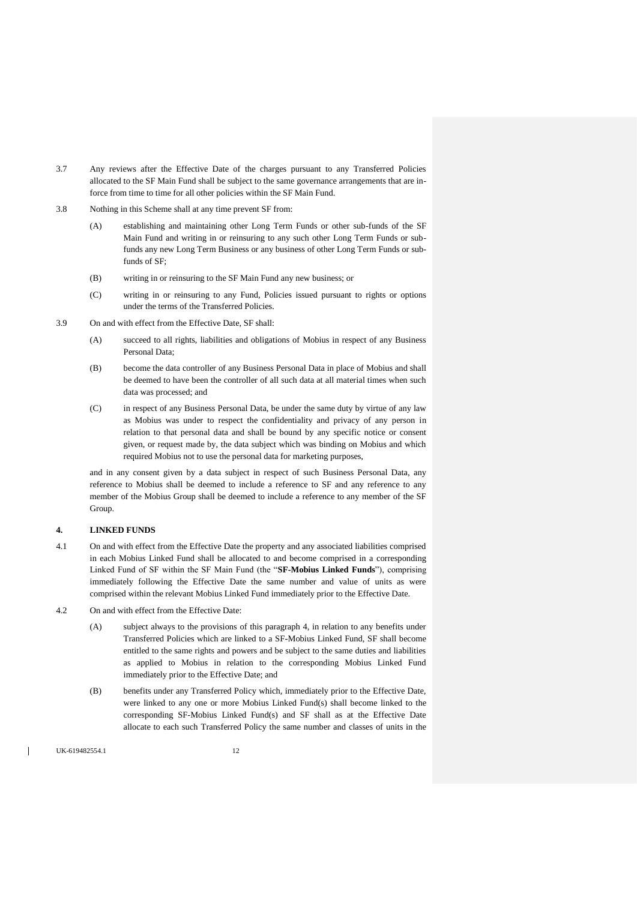3.7 Any reviews after the Effective Date of the charges pursuant to any Transferred Policies allocated to the SF Main Fund shall be subject to the same governance arrangements that are in-force from time to time for all other policies within the SF Main Fund.

3.8 Nothing in this Scheme shall at any time prevent SF from:

(A) establishing and maintaining other Long Term Funds or other sub-funds of the SF Main Fund and writing in or reinsuring to any such other Long Term Funds or sub-funds any new Long Term Business or any business of other Long Term Funds or sub-funds of SF;

(B) writing in or reinsuring to the SF Main Fund any new business; or

(C) writing in or reinsuring to any Fund, Policies issued pursuant to rights or options under the terms of the Transferred Policies.

3.9 On and with effect from the Effective Date, SF shall:

(A) succeed to all rights, liabilities and obligations of Mobius in respect of any Business Personal Data;

(B) become the data controller of any Business Personal Data in place of Mobius and shall be deemed to have been the controller of all such data at all material times when such data was processed; and

(C) in respect of any Business Personal Data, be under the same duty by virtue of any law as Mobius was under to respect the confidentiality and privacy of any person in relation to that personal data and shall be bound by any specific notice or consent given, or request made by, the data subject which was binding on Mobius and which required Mobius not to use the personal data for marketing purposes,

and in any consent given by a data subject in respect of such Business Personal Data, any reference to Mobius shall be deemed to include a reference to SF and any reference to any member of the Mobius Group shall be deemed to include a reference to any member of the SF Group.

## 4. LINKED FUNDS

4.1 On and with effect from the Effective Date the property and any associated liabilities comprised in each Mobius Linked Fund shall be allocated to and become comprised in a corresponding Linked Fund of SF within the SF Main Fund (the "**SF-Mobius Linked Funds**"), comprising immediately following the Effective Date the same number and value of units as were comprised within the relevant Mobius Linked Fund immediately prior to the Effective Date.

4.2 On and with effect from the Effective Date:

(A) subject always to the provisions of this paragraph 4, in relation to any benefits under Transferred Policies which are linked to a SF-Mobius Linked Fund, SF shall become entitled to the same rights and powers and be subject to the same duties and liabilities as applied to Mobius in relation to the corresponding Mobius Linked Fund immediately prior to the Effective Date; and

(B) benefits under any Transferred Policy which, immediately prior to the Effective Date, were linked to any one or more Mobius Linked Fund(s) shall become linked to the corresponding SF-Mobius Linked Fund(s) and SF shall as at the Effective Date allocate to each such Transferred Policy the same number and classes of units in the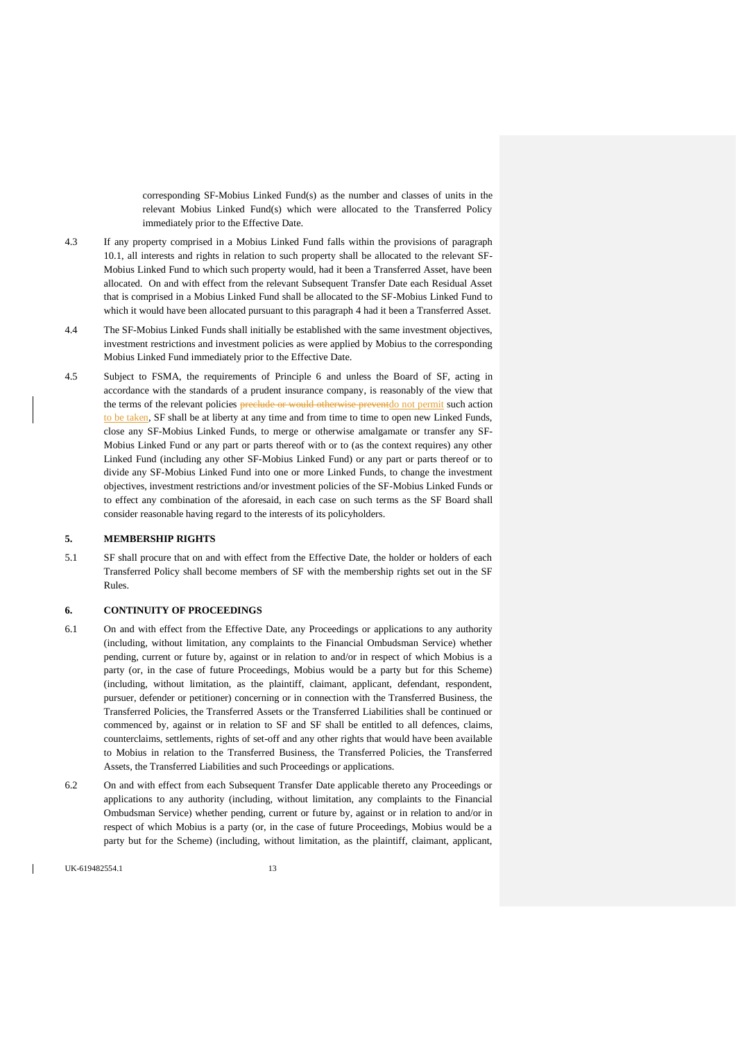corresponding SF-Mobius Linked Fund(s) as the number and classes of units in the relevant Mobius Linked Fund(s) which were allocated to the Transferred Policy immediately prior to the Effective Date.

4.3 If any property comprised in a Mobius Linked Fund falls within the provisions of paragraph 10.1, all interests and rights in relation to such property shall be allocated to the relevant SF-Mobius Linked Fund to which such property would, had it been a Transferred Asset, have been allocated. On and with effect from the relevant Subsequent Transfer Date each Residual Asset that is comprised in a Mobius Linked Fund shall be allocated to the SF-Mobius Linked Fund to which it would have been allocated pursuant to this paragraph 4 had it been a Transferred Asset.

4.4 The SF-Mobius Linked Funds shall initially be established with the same investment objectives, investment restrictions and investment policies as were applied by Mobius to the corresponding Mobius Linked Fund immediately prior to the Effective Date.

4.5 Subject to FSMA, the requirements of Principle 6 and unless the Board of SF, acting in accordance with the standards of a prudent insurance company, is reasonably of the view that the terms of the relevant policies ~~preclude or would otherwise prevent~~do not permit such action to be taken, SF shall be at liberty at any time and from time to time to open new Linked Funds, close any SF-Mobius Linked Funds, to merge or otherwise amalgamate or transfer any SF-Mobius Linked Fund or any part or parts thereof with or to (as the context requires) any other Linked Fund (including any other SF-Mobius Linked Fund) or any part or parts thereof or to divide any SF-Mobius Linked Fund into one or more Linked Funds, to change the investment objectives, investment restrictions and/or investment policies of the SF-Mobius Linked Funds or to effect any combination of the aforesaid, in each case on such terms as the SF Board shall consider reasonable having regard to the interests of its policyholders.

**5. MEMBERSHIP RIGHTS**

5.1 SF shall procure that on and with effect from the Effective Date, the holder or holders of each Transferred Policy shall become members of SF with the membership rights set out in the SF Rules.

**6. CONTINUITY OF PROCEEDINGS**

6.1 On and with effect from the Effective Date, any Proceedings or applications to any authority (including, without limitation, any complaints to the Financial Ombudsman Service) whether pending, current or future by, against or in relation to and/or in respect of which Mobius is a party (or, in the case of future Proceedings, Mobius would be a party but for this Scheme) (including, without limitation, as the plaintiff, claimant, applicant, defendant, respondent, pursuer, defender or petitioner) concerning or in connection with the Transferred Business, the Transferred Policies, the Transferred Assets or the Transferred Liabilities shall be continued or commenced by, against or in relation to SF and SF shall be entitled to all defences, claims, counterclaims, settlements, rights of set-off and any other rights that would have been available to Mobius in relation to the Transferred Business, the Transferred Policies, the Transferred Assets, the Transferred Liabilities and such Proceedings or applications.

6.2 On and with effect from each Subsequent Transfer Date applicable thereto any Proceedings or applications to any authority (including, without limitation, any complaints to the Financial Ombudsman Service) whether pending, current or future by, against or in relation to and/or in respect of which Mobius is a party (or, in the case of future Proceedings, Mobius would be a party but for the Scheme) (including, without limitation, as the plaintiff, claimant, applicant,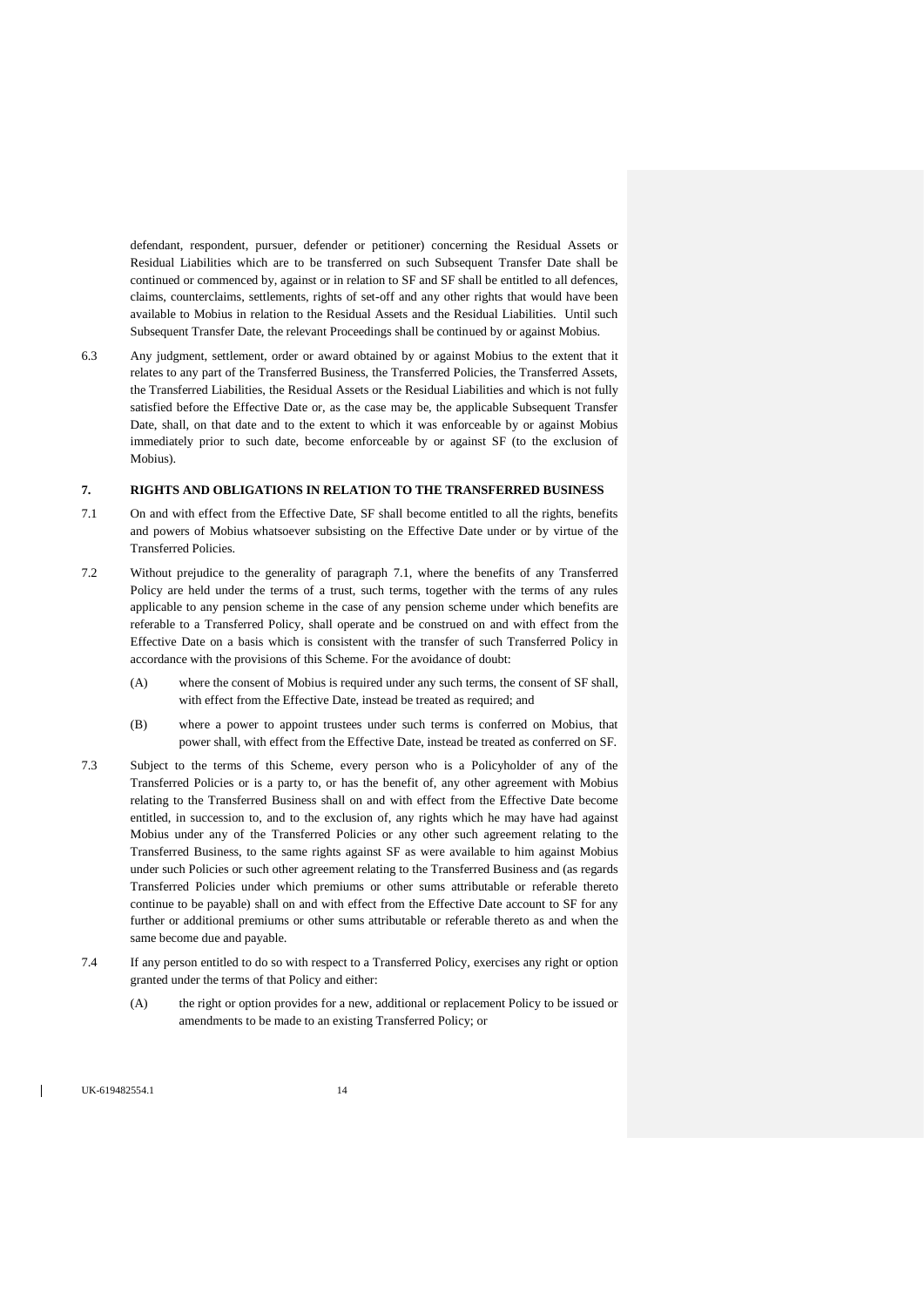defendant, respondent, pursuer, defender or petitioner) concerning the Residual Assets or Residual Liabilities which are to be transferred on such Subsequent Transfer Date shall be continued or commenced by, against or in relation to SF and SF shall be entitled to all defences, claims, counterclaims, settlements, rights of set-off and any other rights that would have been available to Mobius in relation to the Residual Assets and the Residual Liabilities. Until such Subsequent Transfer Date, the relevant Proceedings shall be continued by or against Mobius.

6.3 Any judgment, settlement, order or award obtained by or against Mobius to the extent that it relates to any part of the Transferred Business, the Transferred Policies, the Transferred Assets, the Transferred Liabilities, the Residual Assets or the Residual Liabilities and which is not fully satisfied before the Effective Date or, as the case may be, the applicable Subsequent Transfer Date, shall, on that date and to the extent to which it was enforceable by or against Mobius immediately prior to such date, become enforceable by or against SF (to the exclusion of Mobius).

## 7. RIGHTS AND OBLIGATIONS IN RELATION TO THE TRANSFERRED BUSINESS

7.1 On and with effect from the Effective Date, SF shall become entitled to all the rights, benefits and powers of Mobius whatsoever subsisting on the Effective Date under or by virtue of the Transferred Policies.

7.2 Without prejudice to the generality of paragraph 7.1, where the benefits of any Transferred Policy are held under the terms of a trust, such terms, together with the terms of any rules applicable to any pension scheme in the case of any pension scheme under which benefits are referable to a Transferred Policy, shall operate and be construed on and with effect from the Effective Date on a basis which is consistent with the transfer of such Transferred Policy in accordance with the provisions of this Scheme. For the avoidance of doubt:

(A) where the consent of Mobius is required under any such terms, the consent of SF shall, with effect from the Effective Date, instead be treated as required; and

(B) where a power to appoint trustees under such terms is conferred on Mobius, that power shall, with effect from the Effective Date, instead be treated as conferred on SF.

7.3 Subject to the terms of this Scheme, every person who is a Policyholder of any of the Transferred Policies or is a party to, or has the benefit of, any other agreement with Mobius relating to the Transferred Business shall on and with effect from the Effective Date become entitled, in succession to, and to the exclusion of, any rights which he may have had against Mobius under any of the Transferred Policies or any other such agreement relating to the Transferred Business, to the same rights against SF as were available to him against Mobius under such Policies or such other agreement relating to the Transferred Business and (as regards Transferred Policies under which premiums or other sums attributable or referable thereto continue to be payable) shall on and with effect from the Effective Date account to SF for any further or additional premiums or other sums attributable or referable thereto as and when the same become due and payable.

7.4 If any person entitled to do so with respect to a Transferred Policy, exercises any right or option granted under the terms of that Policy and either:

(A) the right or option provides for a new, additional or replacement Policy to be issued or amendments to be made to an existing Transferred Policy; or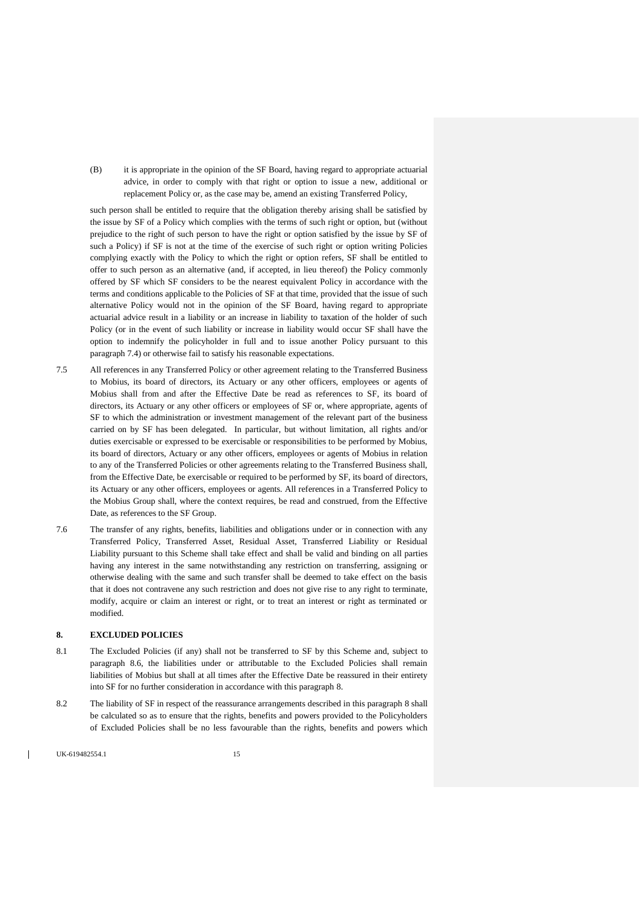(B) it is appropriate in the opinion of the SF Board, having regard to appropriate actuarial advice, in order to comply with that right or option to issue a new, additional or replacement Policy or, as the case may be, amend an existing Transferred Policy,

such person shall be entitled to require that the obligation thereby arising shall be satisfied by the issue by SF of a Policy which complies with the terms of such right or option, but (without prejudice to the right of such person to have the right or option satisfied by the issue by SF of such a Policy) if SF is not at the time of the exercise of such right or option writing Policies complying exactly with the Policy to which the right or option refers, SF shall be entitled to offer to such person as an alternative (and, if accepted, in lieu thereof) the Policy commonly offered by SF which SF considers to be the nearest equivalent Policy in accordance with the terms and conditions applicable to the Policies of SF at that time, provided that the issue of such alternative Policy would not in the opinion of the SF Board, having regard to appropriate actuarial advice result in a liability or an increase in liability to taxation of the holder of such Policy (or in the event of such liability or increase in liability would occur SF shall have the option to indemnify the policyholder in full and to issue another Policy pursuant to this paragraph 7.4) or otherwise fail to satisfy his reasonable expectations.

7.5 All references in any Transferred Policy or other agreement relating to the Transferred Business to Mobius, its board of directors, its Actuary or any other officers, employees or agents of Mobius shall from and after the Effective Date be read as references to SF, its board of directors, its Actuary or any other officers or employees of SF or, where appropriate, agents of SF to which the administration or investment management of the relevant part of the business carried on by SF has been delegated. In particular, but without limitation, all rights and/or duties exercisable or expressed to be exercisable or responsibilities to be performed by Mobius, its board of directors, Actuary or any other officers, employees or agents of Mobius in relation to any of the Transferred Policies or other agreements relating to the Transferred Business shall, from the Effective Date, be exercisable or required to be performed by SF, its board of directors, its Actuary or any other officers, employees or agents. All references in a Transferred Policy to the Mobius Group shall, where the context requires, be read and construed, from the Effective Date, as references to the SF Group.

7.6 The transfer of any rights, benefits, liabilities and obligations under or in connection with any Transferred Policy, Transferred Asset, Residual Asset, Transferred Liability or Residual Liability pursuant to this Scheme shall take effect and shall be valid and binding on all parties having any interest in the same notwithstanding any restriction on transferring, assigning or otherwise dealing with the same and such transfer shall be deemed to take effect on the basis that it does not contravene any such restriction and does not give rise to any right to terminate, modify, acquire or claim an interest or right, or to treat an interest or right as terminated or modified.

## 8. EXCLUDED POLICIES

8.1 The Excluded Policies (if any) shall not be transferred to SF by this Scheme and, subject to paragraph 8.6, the liabilities under or attributable to the Excluded Policies shall remain liabilities of Mobius but shall at all times after the Effective Date be reassured in their entirety into SF for no further consideration in accordance with this paragraph 8.

8.2 The liability of SF in respect of the reassurance arrangements described in this paragraph 8 shall be calculated so as to ensure that the rights, benefits and powers provided to the Policyholders of Excluded Policies shall be no less favourable than the rights, benefits and powers which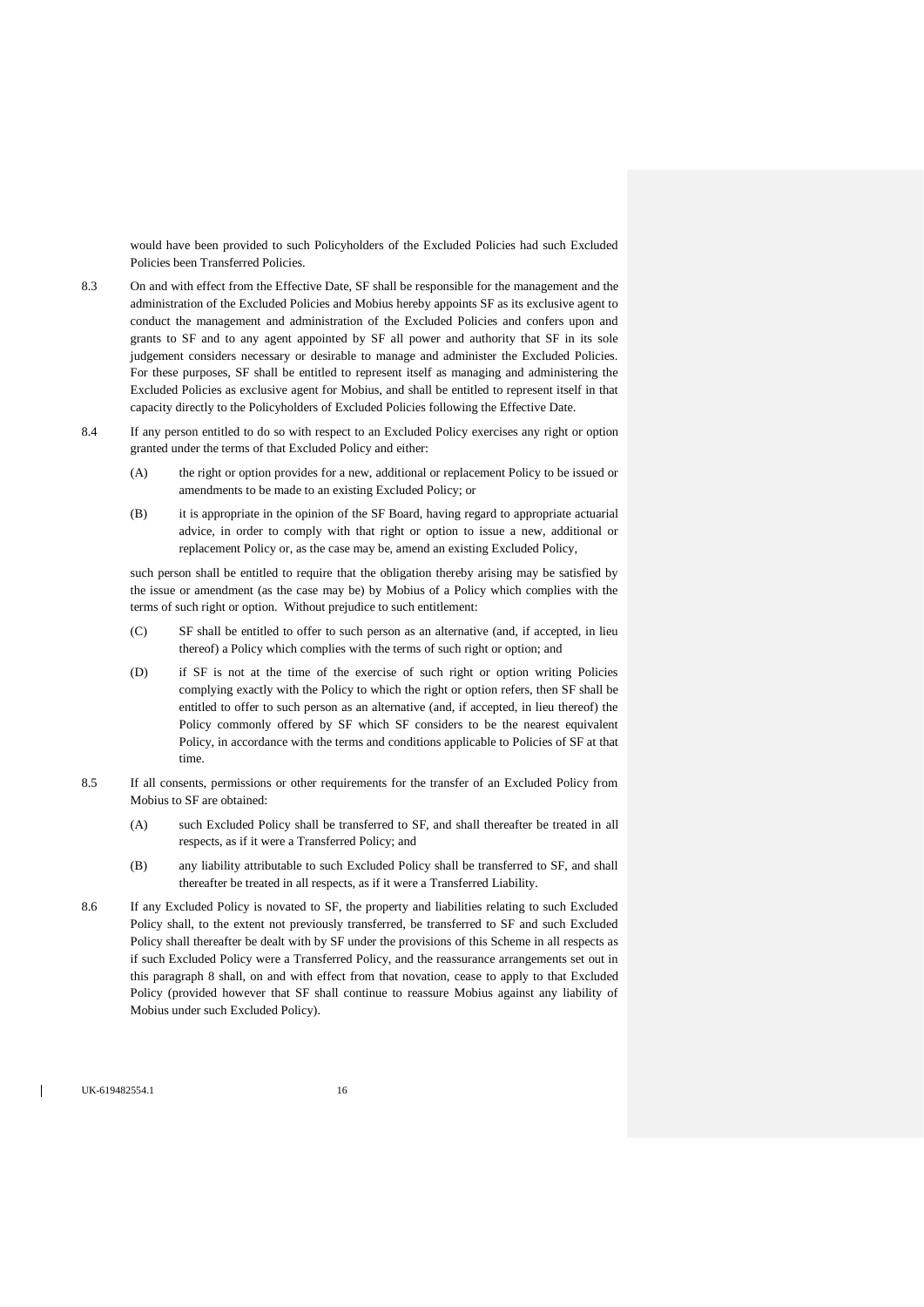would have been provided to such Policyholders of the Excluded Policies had such Excluded Policies been Transferred Policies.

8.3 On and with effect from the Effective Date, SF shall be responsible for the management and the administration of the Excluded Policies and Mobius hereby appoints SF as its exclusive agent to conduct the management and administration of the Excluded Policies and confers upon and grants to SF and to any agent appointed by SF all power and authority that SF in its sole judgement considers necessary or desirable to manage and administer the Excluded Policies. For these purposes, SF shall be entitled to represent itself as managing and administering the Excluded Policies as exclusive agent for Mobius, and shall be entitled to represent itself in that capacity directly to the Policyholders of Excluded Policies following the Effective Date.

8.4 If any person entitled to do so with respect to an Excluded Policy exercises any right or option granted under the terms of that Excluded Policy and either:

(A) the right or option provides for a new, additional or replacement Policy to be issued or amendments to be made to an existing Excluded Policy; or

(B) it is appropriate in the opinion of the SF Board, having regard to appropriate actuarial advice, in order to comply with that right or option to issue a new, additional or replacement Policy or, as the case may be, amend an existing Excluded Policy,

such person shall be entitled to require that the obligation thereby arising may be satisfied by the issue or amendment (as the case may be) by Mobius of a Policy which complies with the terms of such right or option. Without prejudice to such entitlement:

(C) SF shall be entitled to offer to such person as an alternative (and, if accepted, in lieu thereof) a Policy which complies with the terms of such right or option; and

(D) if SF is not at the time of the exercise of such right or option writing Policies complying exactly with the Policy to which the right or option refers, then SF shall be entitled to offer to such person as an alternative (and, if accepted, in lieu thereof) the Policy commonly offered by SF which SF considers to be the nearest equivalent Policy, in accordance with the terms and conditions applicable to Policies of SF at that time.

8.5 If all consents, permissions or other requirements for the transfer of an Excluded Policy from Mobius to SF are obtained:

(A) such Excluded Policy shall be transferred to SF, and shall thereafter be treated in all respects, as if it were a Transferred Policy; and

(B) any liability attributable to such Excluded Policy shall be transferred to SF, and shall thereafter be treated in all respects, as if it were a Transferred Liability.

8.6 If any Excluded Policy is novated to SF, the property and liabilities relating to such Excluded Policy shall, to the extent not previously transferred, be transferred to SF and such Excluded Policy shall thereafter be dealt with by SF under the provisions of this Scheme in all respects as if such Excluded Policy were a Transferred Policy, and the reassurance arrangements set out in this paragraph 8 shall, on and with effect from that novation, cease to apply to that Excluded Policy (provided however that SF shall continue to reassure Mobius against any liability of Mobius under such Excluded Policy).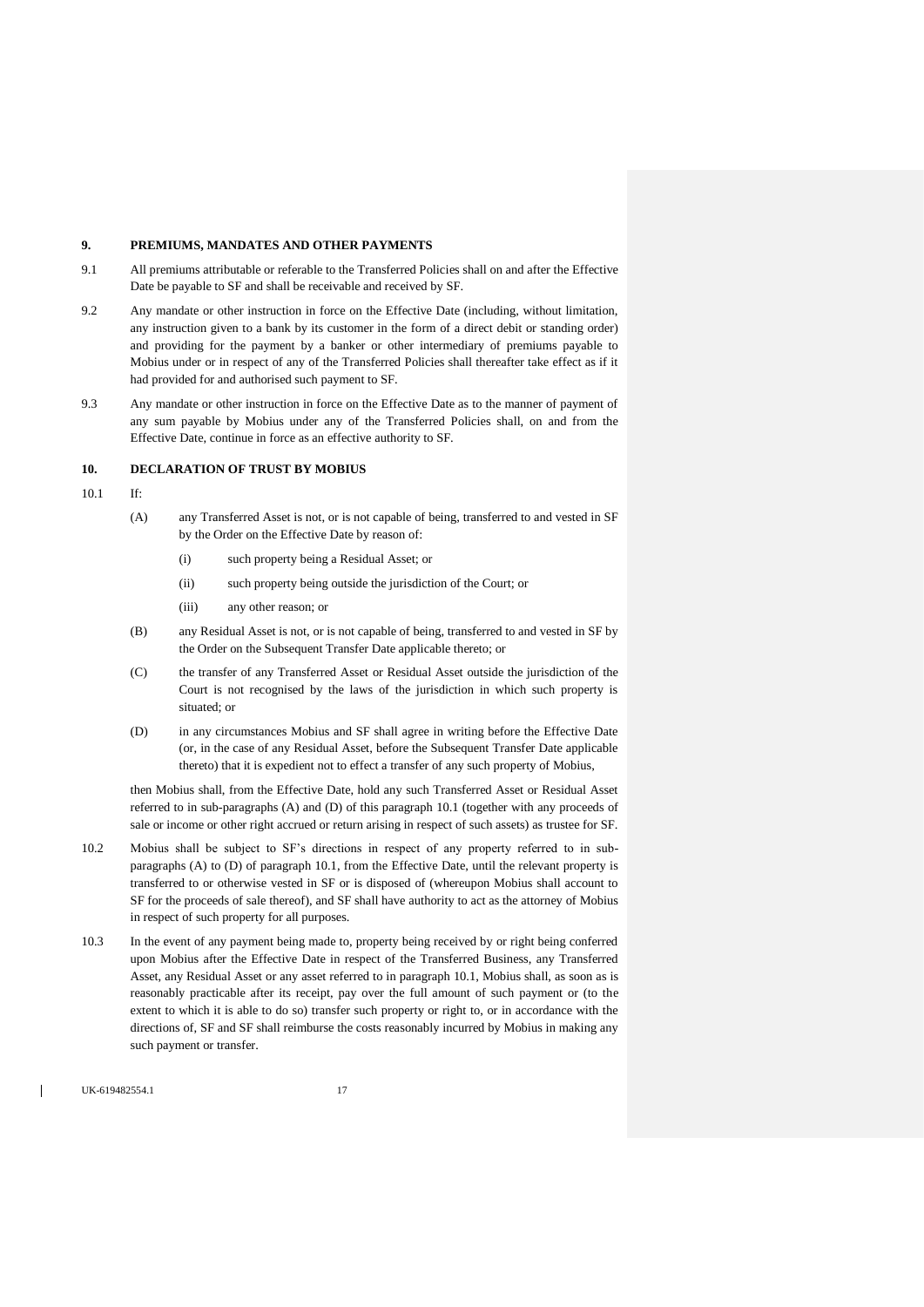## 9. PREMIUMS, MANDATES AND OTHER PAYMENTS

9.1 All premiums attributable or referable to the Transferred Policies shall on and after the Effective Date be payable to SF and shall be receivable and received by SF.

9.2 Any mandate or other instruction in force on the Effective Date (including, without limitation, any instruction given to a bank by its customer in the form of a direct debit or standing order) and providing for the payment by a banker or other intermediary of premiums payable to Mobius under or in respect of any of the Transferred Policies shall thereafter take effect as if it had provided for and authorised such payment to SF.

9.3 Any mandate or other instruction in force on the Effective Date as to the manner of payment of any sum payable by Mobius under any of the Transferred Policies shall, on and from the Effective Date, continue in force as an effective authority to SF.

## 10. DECLARATION OF TRUST BY MOBIUS

10.1 If:

(A) any Transferred Asset is not, or is not capable of being, transferred to and vested in SF by the Order on the Effective Date by reason of:

(i) such property being a Residual Asset; or

(ii) such property being outside the jurisdiction of the Court; or

(iii) any other reason; or

(B) any Residual Asset is not, or is not capable of being, transferred to and vested in SF by the Order on the Subsequent Transfer Date applicable thereto; or

(C) the transfer of any Transferred Asset or Residual Asset outside the jurisdiction of the Court is not recognised by the laws of the jurisdiction in which such property is situated; or

(D) in any circumstances Mobius and SF shall agree in writing before the Effective Date (or, in the case of any Residual Asset, before the Subsequent Transfer Date applicable thereto) that it is expedient not to effect a transfer of any such property of Mobius,

then Mobius shall, from the Effective Date, hold any such Transferred Asset or Residual Asset referred to in sub-paragraphs (A) and (D) of this paragraph 10.1 (together with any proceeds of sale or income or other right accrued or return arising in respect of such assets) as trustee for SF.

10.2 Mobius shall be subject to SF's directions in respect of any property referred to in sub-paragraphs (A) to (D) of paragraph 10.1, from the Effective Date, until the relevant property is transferred to or otherwise vested in SF or is disposed of (whereupon Mobius shall account to SF for the proceeds of sale thereof), and SF shall have authority to act as the attorney of Mobius in respect of such property for all purposes.

10.3 In the event of any payment being made to, property being received by or right being conferred upon Mobius after the Effective Date in respect of the Transferred Business, any Transferred Asset, any Residual Asset or any asset referred to in paragraph 10.1, Mobius shall, as soon as is reasonably practicable after its receipt, pay over the full amount of such payment or (to the extent to which it is able to do so) transfer such property or right to, or in accordance with the directions of, SF and SF shall reimburse the costs reasonably incurred by Mobius in making any such payment or transfer.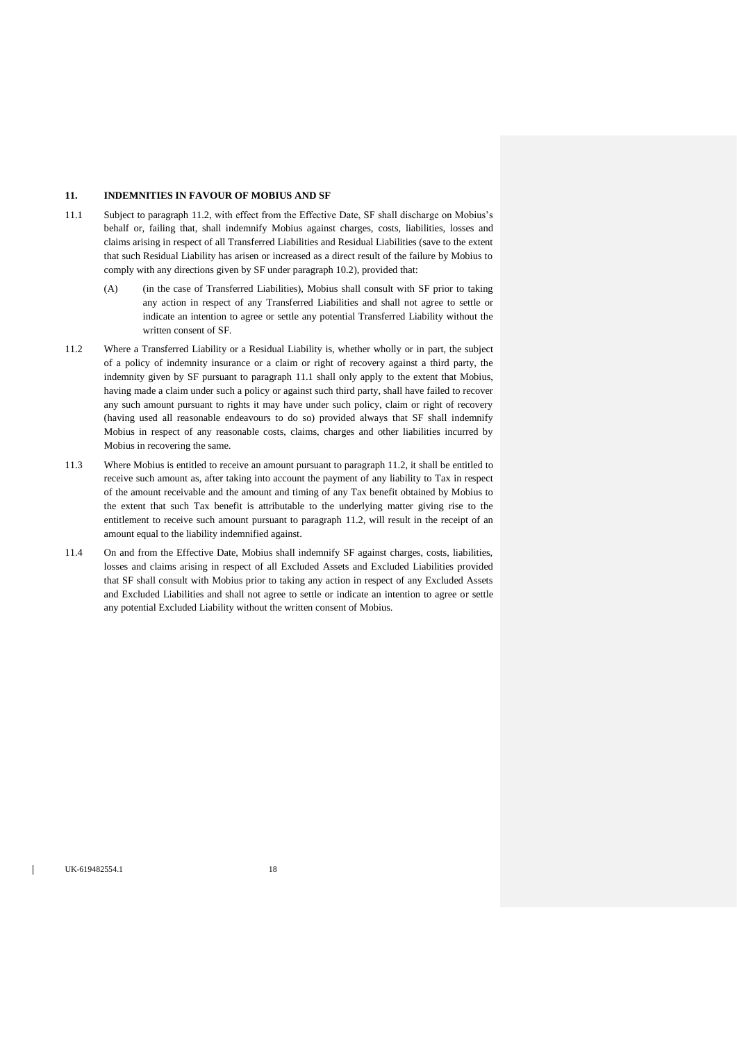## 11. INDEMNITIES IN FAVOUR OF MOBIUS AND SF

11.1 Subject to paragraph 11.2, with effect from the Effective Date, SF shall discharge on Mobius's behalf or, failing that, shall indemnify Mobius against charges, costs, liabilities, losses and claims arising in respect of all Transferred Liabilities and Residual Liabilities (save to the extent that such Residual Liability has arisen or increased as a direct result of the failure by Mobius to comply with any directions given by SF under paragraph 10.2), provided that:

(A) (in the case of Transferred Liabilities), Mobius shall consult with SF prior to taking any action in respect of any Transferred Liabilities and shall not agree to settle or indicate an intention to agree or settle any potential Transferred Liability without the written consent of SF.

11.2 Where a Transferred Liability or a Residual Liability is, whether wholly or in part, the subject of a policy of indemnity insurance or a claim or right of recovery against a third party, the indemnity given by SF pursuant to paragraph 11.1 shall only apply to the extent that Mobius, having made a claim under such a policy or against such third party, shall have failed to recover any such amount pursuant to rights it may have under such policy, claim or right of recovery (having used all reasonable endeavours to do so) provided always that SF shall indemnify Mobius in respect of any reasonable costs, claims, charges and other liabilities incurred by Mobius in recovering the same.

11.3 Where Mobius is entitled to receive an amount pursuant to paragraph 11.2, it shall be entitled to receive such amount as, after taking into account the payment of any liability to Tax in respect of the amount receivable and the amount and timing of any Tax benefit obtained by Mobius to the extent that such Tax benefit is attributable to the underlying matter giving rise to the entitlement to receive such amount pursuant to paragraph 11.2, will result in the receipt of an amount equal to the liability indemnified against.

11.4 On and from the Effective Date, Mobius shall indemnify SF against charges, costs, liabilities, losses and claims arising in respect of all Excluded Assets and Excluded Liabilities provided that SF shall consult with Mobius prior to taking any action in respect of any Excluded Assets and Excluded Liabilities and shall not agree to settle or indicate an intention to agree or settle any potential Excluded Liability without the written consent of Mobius.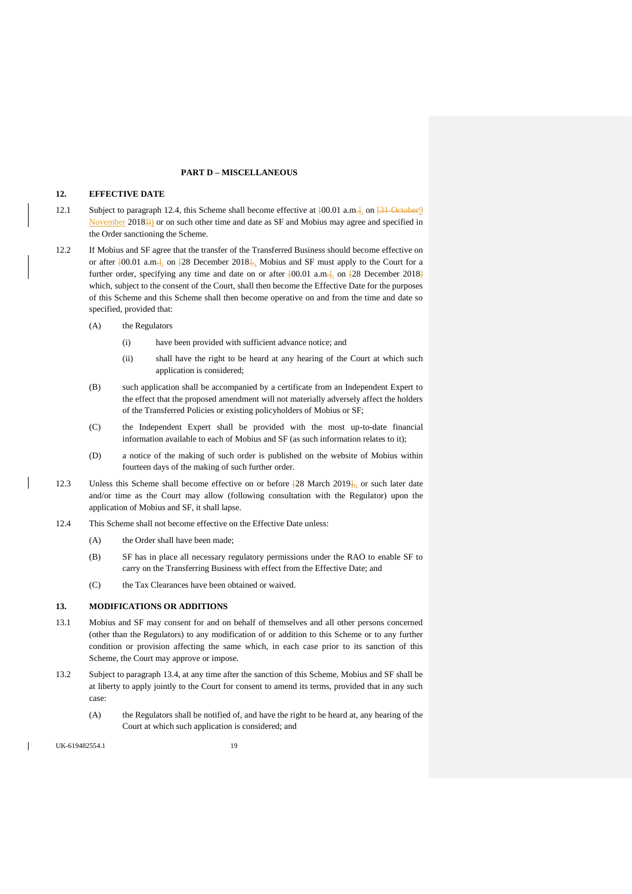**PART D – MISCELLANEOUS**

**12. EFFECTIVE DATE**

12.1 Subject to paragraph 12.4, this Scheme shall become effective at [00.01 a.m.], on [31 October9 November 2018]) or on such other time and date as SF and Mobius may agree and specified in the Order sanctioning the Scheme.

12.2 If Mobius and SF agree that the transfer of the Transferred Business should become effective on or after [00.01 a.m.], on [28 December 2018], Mobius and SF must apply to the Court for a further order, specifying any time and date on or after [00.01 a.m.], on [28 December 2018] which, subject to the consent of the Court, shall then become the Effective Date for the purposes of this Scheme and this Scheme shall then become operative on and from the time and date so specified, provided that:

(A) the Regulators

(i) have been provided with sufficient advance notice; and

(ii) shall have the right to be heard at any hearing of the Court at which such application is considered;

(B) such application shall be accompanied by a certificate from an Independent Expert to the effect that the proposed amendment will not materially adversely affect the holders of the Transferred Policies or existing policyholders of Mobius or SF;

(C) the Independent Expert shall be provided with the most up-to-date financial information available to each of Mobius and SF (as such information relates to it);

(D) a notice of the making of such order is published on the website of Mobius within fourteen days of the making of such further order.

12.3 Unless this Scheme shall become effective on or before [28 March 2019], or such later date and/or time as the Court may allow (following consultation with the Regulator) upon the application of Mobius and SF, it shall lapse.

12.4 This Scheme shall not become effective on the Effective Date unless:

(A) the Order shall have been made;

(B) SF has in place all necessary regulatory permissions under the RAO to enable SF to carry on the Transferring Business with effect from the Effective Date; and

(C) the Tax Clearances have been obtained or waived.

**13. MODIFICATIONS OR ADDITIONS**

13.1 Mobius and SF may consent for and on behalf of themselves and all other persons concerned (other than the Regulators) to any modification of or addition to this Scheme or to any further condition or provision affecting the same which, in each case prior to its sanction of this Scheme, the Court may approve or impose.

13.2 Subject to paragraph 13.4, at any time after the sanction of this Scheme, Mobius and SF shall be at liberty to apply jointly to the Court for consent to amend its terms, provided that in any such case:

(A) the Regulators shall be notified of, and have the right to be heard at, any hearing of the Court at which such application is considered; and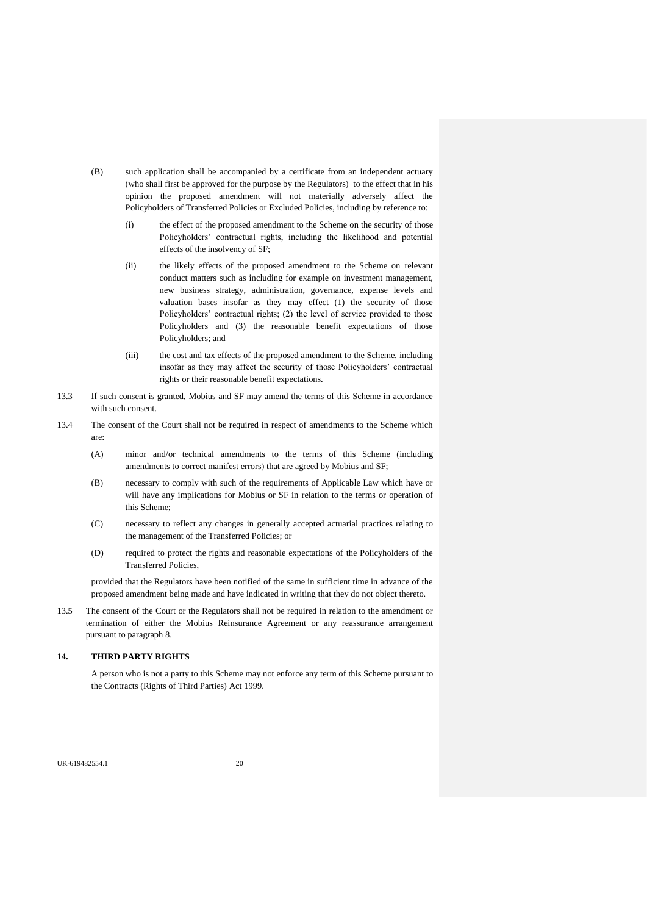(B) such application shall be accompanied by a certificate from an independent actuary (who shall first be approved for the purpose by the Regulators) to the effect that in his opinion the proposed amendment will not materially adversely affect the Policyholders of Transferred Policies or Excluded Policies, including by reference to:

(i) the effect of the proposed amendment to the Scheme on the security of those Policyholders' contractual rights, including the likelihood and potential effects of the insolvency of SF;

(ii) the likely effects of the proposed amendment to the Scheme on relevant conduct matters such as including for example on investment management, new business strategy, administration, governance, expense levels and valuation bases insofar as they may effect (1) the security of those Policyholders' contractual rights; (2) the level of service provided to those Policyholders and (3) the reasonable benefit expectations of those Policyholders; and

(iii) the cost and tax effects of the proposed amendment to the Scheme, including insofar as they may affect the security of those Policyholders' contractual rights or their reasonable benefit expectations.

13.3 If such consent is granted, Mobius and SF may amend the terms of this Scheme in accordance with such consent.

13.4 The consent of the Court shall not be required in respect of amendments to the Scheme which are:

(A) minor and/or technical amendments to the terms of this Scheme (including amendments to correct manifest errors) that are agreed by Mobius and SF;

(B) necessary to comply with such of the requirements of Applicable Law which have or will have any implications for Mobius or SF in relation to the terms or operation of this Scheme;

(C) necessary to reflect any changes in generally accepted actuarial practices relating to the management of the Transferred Policies; or

(D) required to protect the rights and reasonable expectations of the Policyholders of the Transferred Policies,

provided that the Regulators have been notified of the same in sufficient time in advance of the proposed amendment being made and have indicated in writing that they do not object thereto.

13.5 The consent of the Court or the Regulators shall not be required in relation to the amendment or termination of either the Mobius Reinsurance Agreement or any reassurance arrangement pursuant to paragraph 8.

## 14. THIRD PARTY RIGHTS

A person who is not a party to this Scheme may not enforce any term of this Scheme pursuant to the Contracts (Rights of Third Parties) Act 1999.

UK-619482554.1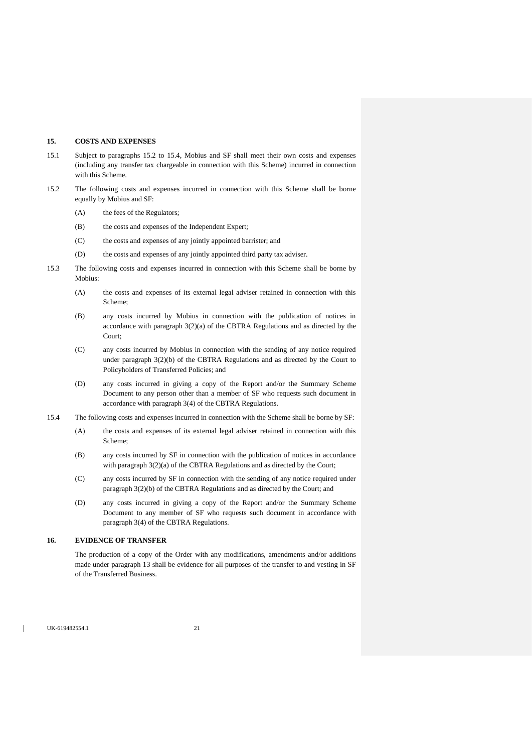## 15. COSTS AND EXPENSES

15.1 Subject to paragraphs 15.2 to 15.4, Mobius and SF shall meet their own costs and expenses (including any transfer tax chargeable in connection with this Scheme) incurred in connection with this Scheme.

15.2 The following costs and expenses incurred in connection with this Scheme shall be borne equally by Mobius and SF:

(A) the fees of the Regulators;

(B) the costs and expenses of the Independent Expert;

(C) the costs and expenses of any jointly appointed barrister; and

(D) the costs and expenses of any jointly appointed third party tax adviser.

15.3 The following costs and expenses incurred in connection with this Scheme shall be borne by Mobius:

(A) the costs and expenses of its external legal adviser retained in connection with this Scheme;

(B) any costs incurred by Mobius in connection with the publication of notices in accordance with paragraph 3(2)(a) of the CBTRA Regulations and as directed by the Court;

(C) any costs incurred by Mobius in connection with the sending of any notice required under paragraph 3(2)(b) of the CBTRA Regulations and as directed by the Court to Policyholders of Transferred Policies; and

(D) any costs incurred in giving a copy of the Report and/or the Summary Scheme Document to any person other than a member of SF who requests such document in accordance with paragraph 3(4) of the CBTRA Regulations.

15.4 The following costs and expenses incurred in connection with the Scheme shall be borne by SF:

(A) the costs and expenses of its external legal adviser retained in connection with this Scheme;

(B) any costs incurred by SF in connection with the publication of notices in accordance with paragraph 3(2)(a) of the CBTRA Regulations and as directed by the Court;

(C) any costs incurred by SF in connection with the sending of any notice required under paragraph 3(2)(b) of the CBTRA Regulations and as directed by the Court; and

(D) any costs incurred in giving a copy of the Report and/or the Summary Scheme Document to any member of SF who requests such document in accordance with paragraph 3(4) of the CBTRA Regulations.

## 16. EVIDENCE OF TRANSFER

The production of a copy of the Order with any modifications, amendments and/or additions made under paragraph 13 shall be evidence for all purposes of the transfer to and vesting in SF of the Transferred Business.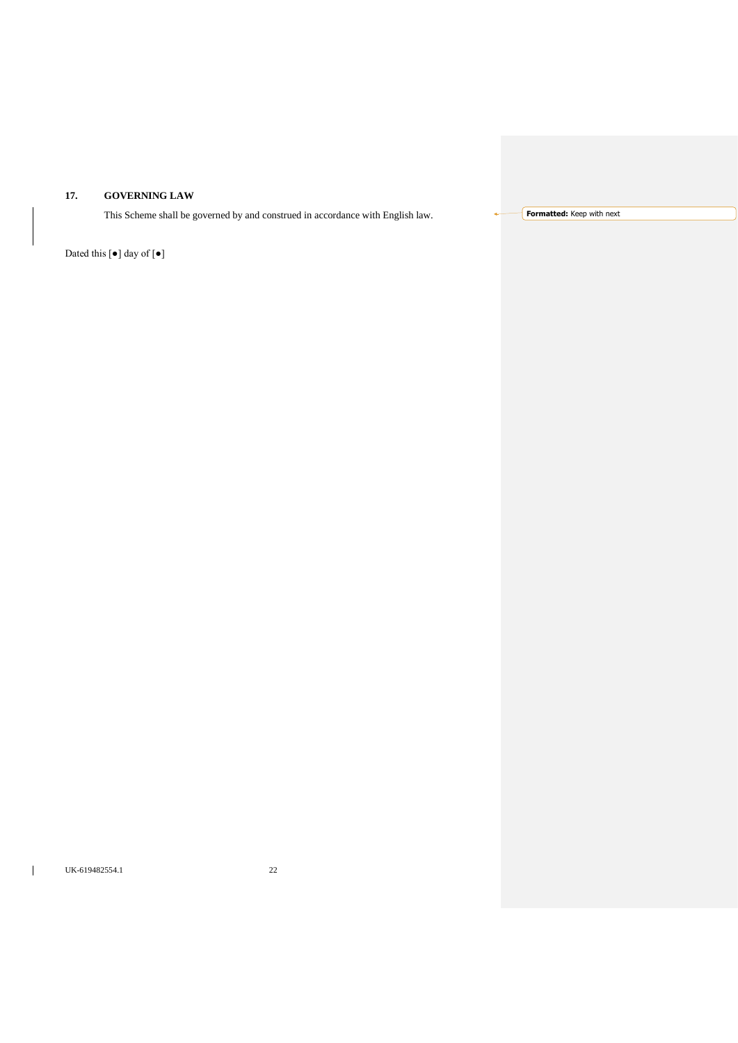## 17. GOVERNING LAW

This Scheme shall be governed by and construed in accordance with English law.

Dated this [●] day of [●]